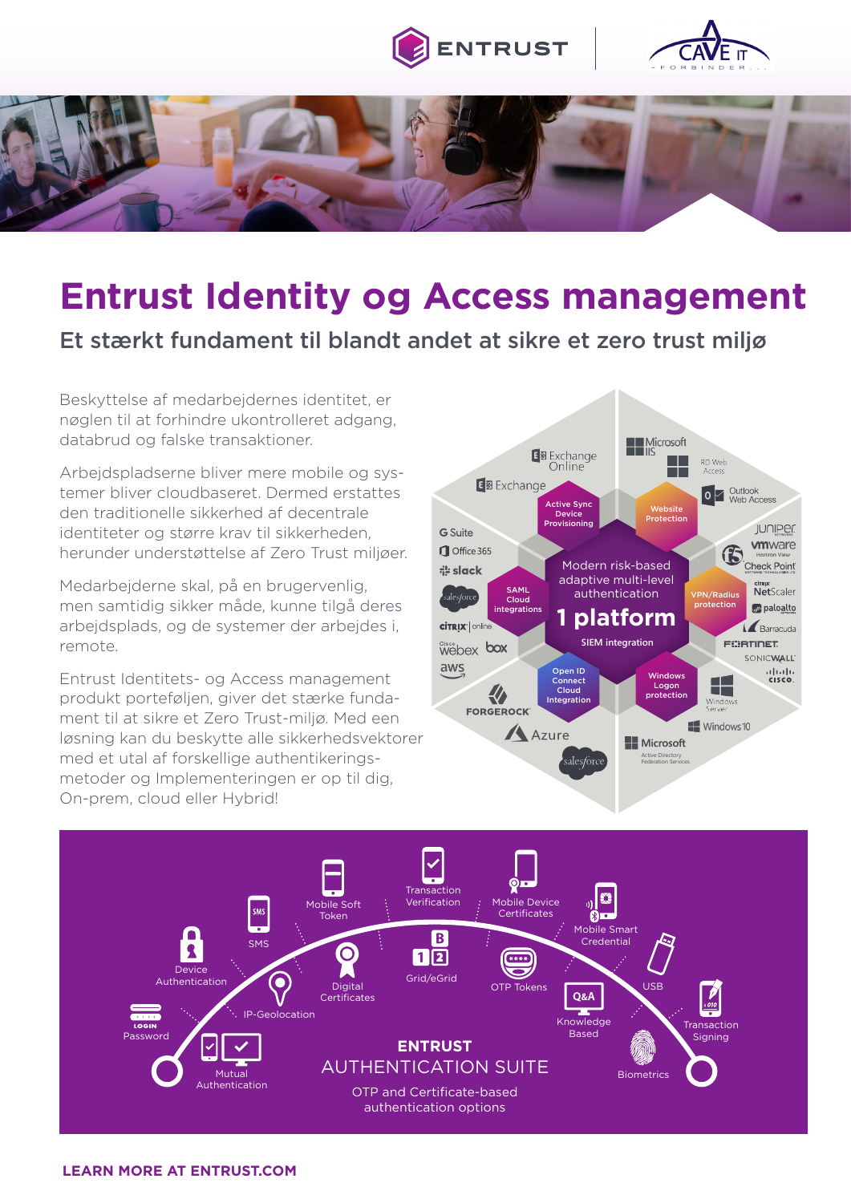# Entrust Identity og Access management

## Et stærkt fundament til blandt andet at sikre et zero trust miljø

Beskyttelse af medarbejdernes identitet, er nøglen til at forhindre ukontrolleret adgang, databrud og falske transaktioner.

Arbejdspladserne bliver mere mobile og systemer bliver cloudbaseret. Dermed erstattes den traditionelle sikkerhed af decentrale identiteter og større krav til sikkerheden, herunder understøttelse af Zero Trust miljøer.

Medarbejderne skal, på en brugervenlig, men samtidig sikker måde, kunne tilgå deres arbejdsplads, og de systemer der arbejdes i, remote.

Entrust Identitets- og Access management produkt porteføljen, giver det stærke fundament til at sikre et Zero Trust-miljø. Med een løsning kan du beskytte alle sikkerhedsvektorer med et utal af forskellige authentikeringsmetoder og Implementeringen er op til dig, On-prem, cloud eller Hybrid!

Modern risk-based adaptive multi-level authentication

**1 platform**

SIEM integration

Active Sync Device Provisioning · Website Protection · VPN/Radius protection · Windows Logon protection · Open ID Connect Cloud Integration · SAML Cloud integrations

Exchange Online · Exchange · Microsoft IIS · RD Web Access · Outlook Web Access · G Suite · Office 365 · slack · salesforce · citrix online · Cisco webex · box · aws · FORGEROCK · Azure · salesforce · Microsoft Active Directory Federation Services · Windows 10 · Windows Server · Juniper · vmware Horizon View · f5 · Check Point · Citrix NetScaler · paloalto · Barracuda · FORTINET · SONICWALL · cisco

**ENTRUST**
AUTHENTICATION SUITE

OTP and Certificate-based authentication options

Password · Device Authentication · SMS · Mobile Soft Token · Transaction Verification · Mobile Device Certificates · Mobile Smart Credential · USB · Transaction Signing · Biometrics · Knowledge Based · OTP Tokens · Grid/eGrid · Digital Certificates · IP-Geolocation · Mutual Authentication

**LEARN MORE AT ENTRUST.COM**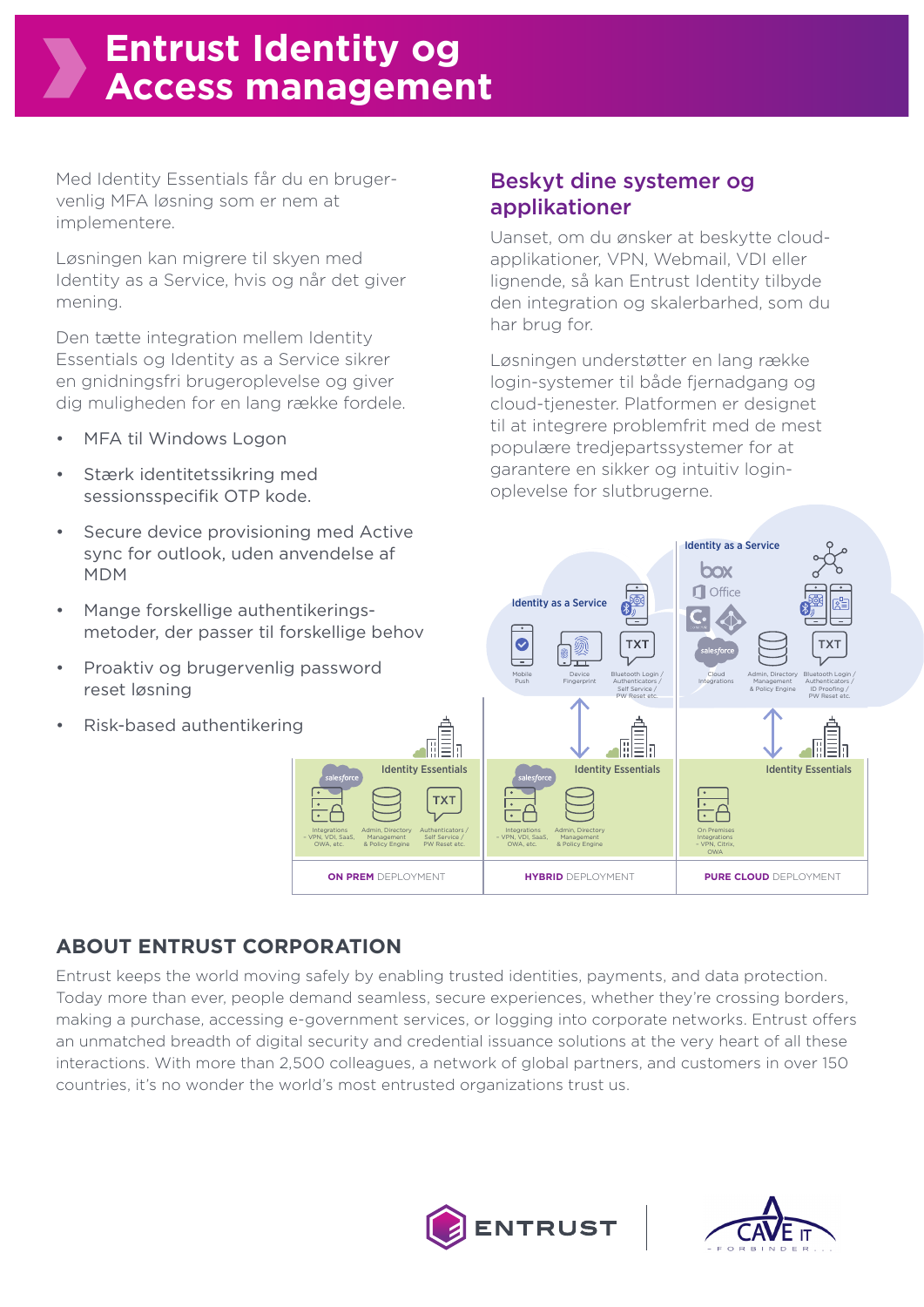# Entrust Identity og Access management

Med Identity Essentials får du en brugervenlig MFA løsning som er nem at implementere.

Løsningen kan migrere til skyen med Identity as a Service, hvis og når det giver mening.

Den tætte integration mellem Identity Essentials og Identity as a Service sikrer en gnidningsfri brugeroplevelse og giver dig muligheden for en lang række fordele.

- MFA til Windows Logon
- Stærk identitetssikring med sessionsspecifik OTP kode.
- Secure device provisioning med Active sync for outlook, uden anvendelse af MDM
- Mange forskellige authentikeringsmetoder, der passer til forskellige behov
- Proaktiv og brugervenlig password reset løsning
- Risk-based authentikering

## Beskyt dine systemer og applikationer

Uanset, om du ønsker at beskytte cloud-applikationer, VPN, Webmail, VDI eller lignende, så kan Entrust Identity tilbyde den integration og skalerbarhed, som du har brug for.

Løsningen understøtter en lang række login-systemer til både fjernadgang og cloud-tjenester. Platformen er designet til at integrere problemfrit med de mest populære tredjepartssystemer for at garantere en sikker og intuitiv login-oplevelse for slutbrugerne.

Identity as a Service
Mobile Push
Device Fingerprint
Bluetooth Login / Authenticators / Self Service / PW Reset etc.

Identity as a Service
box
Office
salesforce
Cloud Integrations
Admin, Directory Management & Policy Engine
Bluetooth Login / Authenticators / ID Proofing / PW Reset etc.

Identity Essentials
salesforce
Integrations - VPN, VDI, SaaS, OWA, etc.
Admin, Directory Management & Policy Engine
Authenticators / Self Service / PW Reset etc.
**ON PREM** DEPLOYMENT

Identity Essentials
salesforce
Integrations - VPN, VDI, SaaS, OWA, etc.
Admin, Directory Management & Policy Engine
**HYBRID** DEPLOYMENT

Identity Essentials
On Premises Integrations - VPN, Citrix, OWA
**PURE CLOUD** DEPLOYMENT

## ABOUT ENTRUST CORPORATION

Entrust keeps the world moving safely by enabling trusted identities, payments, and data protection. Today more than ever, people demand seamless, secure experiences, whether they're crossing borders, making a purchase, accessing e-government services, or logging into corporate networks. Entrust offers an unmatched breadth of digital security and credential issuance solutions at the very heart of all these interactions. With more than 2,500 colleagues, a network of global partners, and customers in over 150 countries, it's no wonder the world's most entrusted organizations trust us.

ENTRUST

CAVE IT - FORBINDER...